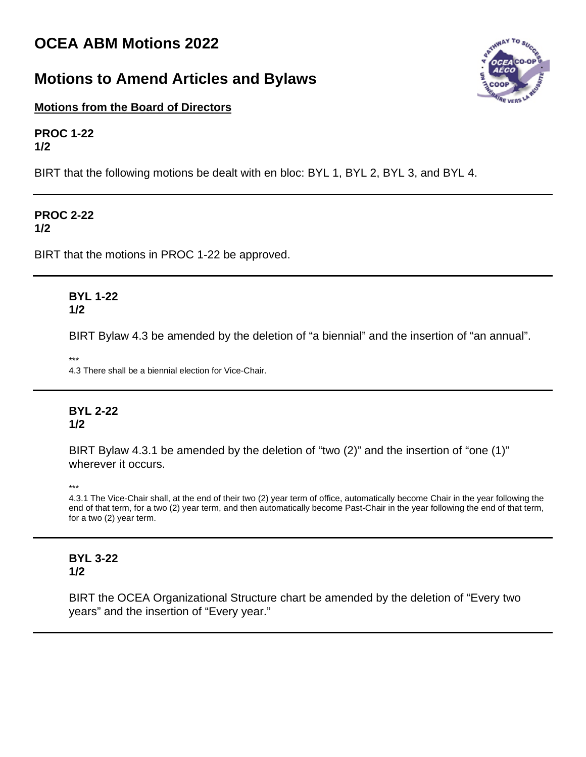# OCEA ABM Motions 2022

## Motions to Amend Articles and Bylaws

**Motions from the Board of Directors**

**PROC 1-22**
**1/2**

BIRT that the following motions be dealt with en bloc: BYL 1, BYL 2, BYL 3, and BYL 4.

---

**PROC 2-22**
**1/2**

BIRT that the motions in PROC 1-22 be approved.

---

**BYL 1-22**
**1/2**

BIRT Bylaw 4.3 be amended by the deletion of "a biennial" and the insertion of "an annual".

***

4.3 There shall be a biennial election for Vice-Chair.

---

**BYL 2-22**
**1/2**

BIRT Bylaw 4.3.1 be amended by the deletion of "two (2)" and the insertion of "one (1)" wherever it occurs.

***

4.3.1 The Vice-Chair shall, at the end of their two (2) year term of office, automatically become Chair in the year following the end of that term, for a two (2) year term, and then automatically become Past-Chair in the year following the end of that term, for a two (2) year term.

---

**BYL 3-22**
**1/2**

BIRT the OCEA Organizational Structure chart be amended by the deletion of "Every two years" and the insertion of "Every year."

---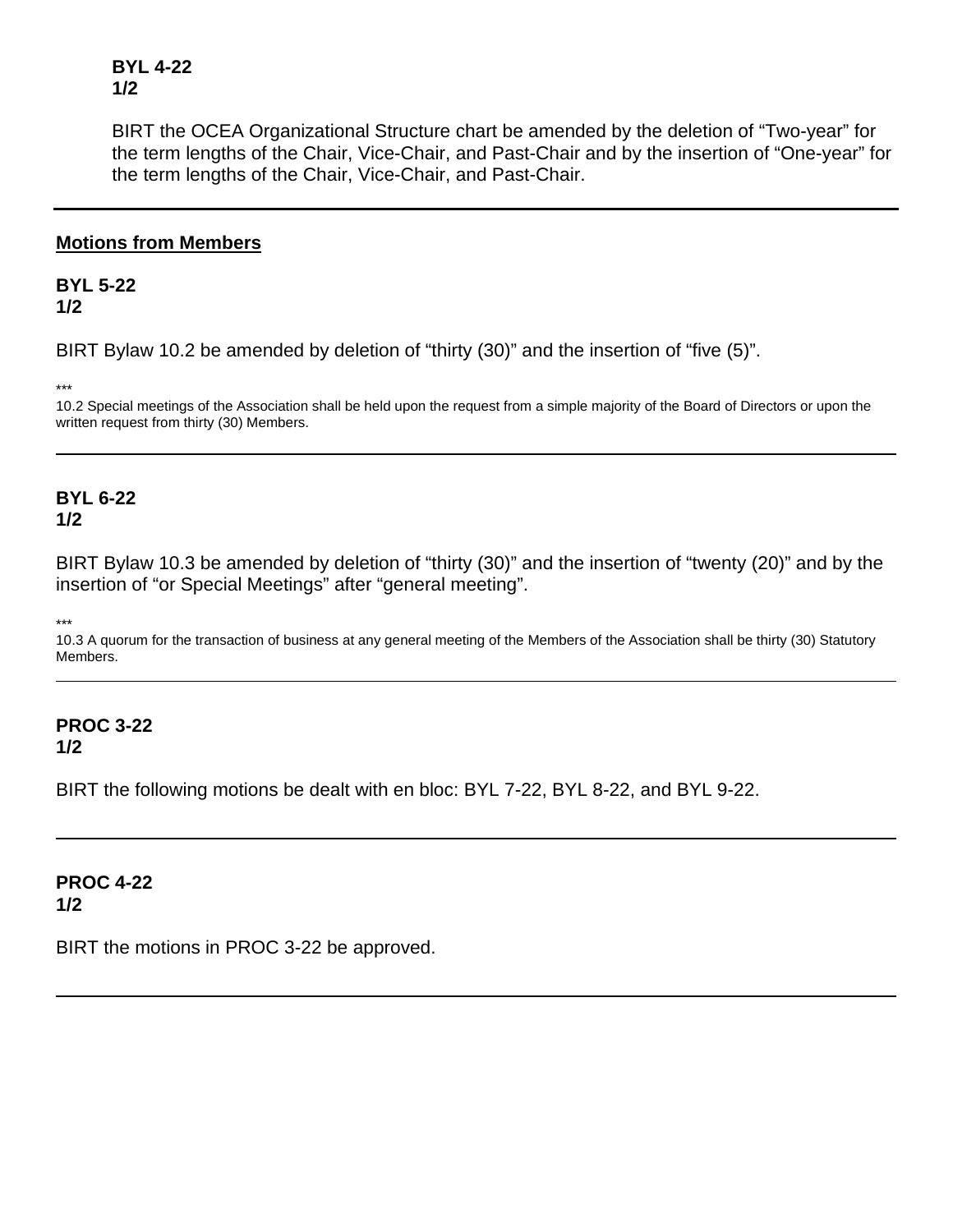**BYL 4-22**
**1/2**

BIRT the OCEA Organizational Structure chart be amended by the deletion of “Two-year” for the term lengths of the Chair, Vice-Chair, and Past-Chair and by the insertion of “One-year” for the term lengths of the Chair, Vice-Chair, and Past-Chair.

---

## Motions from Members

**BYL 5-22**
**1/2**

BIRT Bylaw 10.2 be amended by deletion of “thirty (30)” and the insertion of “five (5)”.

***

10.2 Special meetings of the Association shall be held upon the request from a simple majority of the Board of Directors or upon the written request from thirty (30) Members.

---

**BYL 6-22**
**1/2**

BIRT Bylaw 10.3 be amended by deletion of “thirty (30)” and the insertion of “twenty (20)” and by the insertion of “or Special Meetings” after “general meeting”.

***

10.3 A quorum for the transaction of business at any general meeting of the Members of the Association shall be thirty (30) Statutory Members.

---

**PROC 3-22**
**1/2**

BIRT the following motions be dealt with en bloc: BYL 7-22, BYL 8-22, and BYL 9-22.

---

**PROC 4-22**
**1/2**

BIRT the motions in PROC 3-22 be approved.

---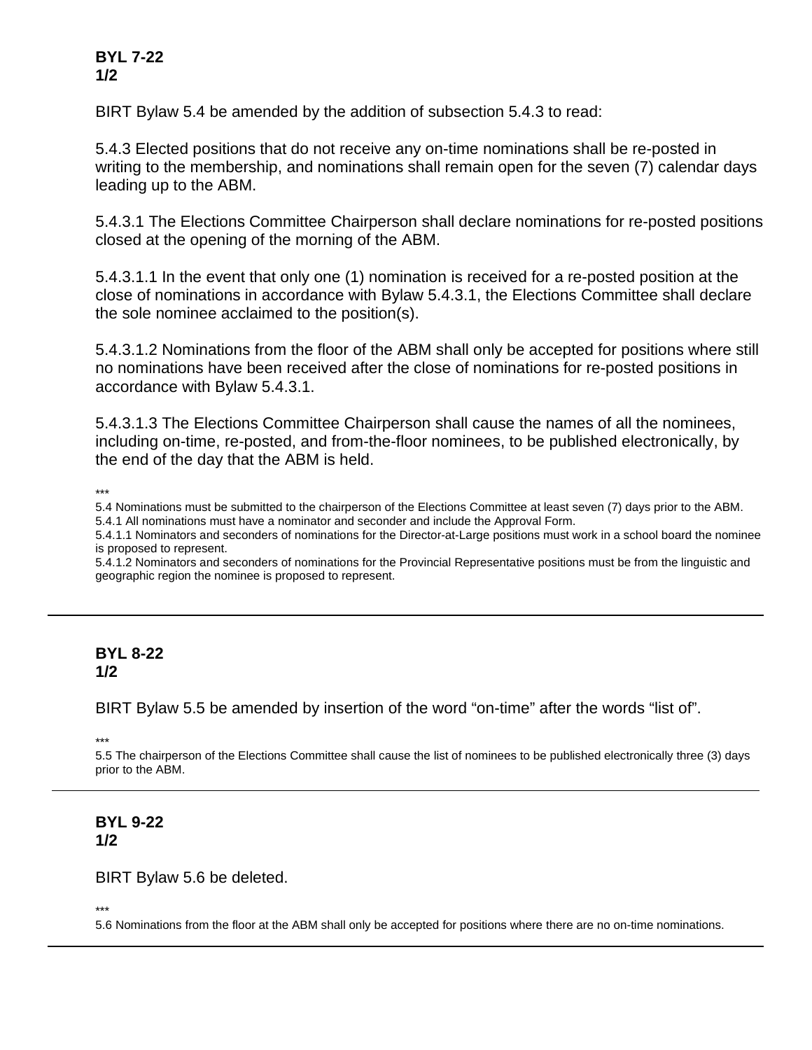**BYL 7-22**
**1/2**

BIRT Bylaw 5.4 be amended by the addition of subsection 5.4.3 to read:

5.4.3 Elected positions that do not receive any on-time nominations shall be re-posted in writing to the membership, and nominations shall remain open for the seven (7) calendar days leading up to the ABM.

5.4.3.1 The Elections Committee Chairperson shall declare nominations for re-posted positions closed at the opening of the morning of the ABM.

5.4.3.1.1 In the event that only one (1) nomination is received for a re-posted position at the close of nominations in accordance with Bylaw 5.4.3.1, the Elections Committee shall declare the sole nominee acclaimed to the position(s).

5.4.3.1.2 Nominations from the floor of the ABM shall only be accepted for positions where still no nominations have been received after the close of nominations for re-posted positions in accordance with Bylaw 5.4.3.1.

5.4.3.1.3 The Elections Committee Chairperson shall cause the names of all the nominees, including on-time, re-posted, and from-the-floor nominees, to be published electronically, by the end of the day that the ABM is held.

***

5.4 Nominations must be submitted to the chairperson of the Elections Committee at least seven (7) days prior to the ABM.
5.4.1 All nominations must have a nominator and seconder and include the Approval Form.
5.4.1.1 Nominators and seconders of nominations for the Director-at-Large positions must work in a school board the nominee is proposed to represent.
5.4.1.2 Nominators and seconders of nominations for the Provincial Representative positions must be from the linguistic and geographic region the nominee is proposed to represent.

---

**BYL 8-22**
**1/2**

BIRT Bylaw 5.5 be amended by insertion of the word "on-time" after the words "list of".

***

5.5 The chairperson of the Elections Committee shall cause the list of nominees to be published electronically three (3) days prior to the ABM.

---

**BYL 9-22**
**1/2**

BIRT Bylaw 5.6 be deleted.

***

5.6 Nominations from the floor at the ABM shall only be accepted for positions where there are no on-time nominations.

---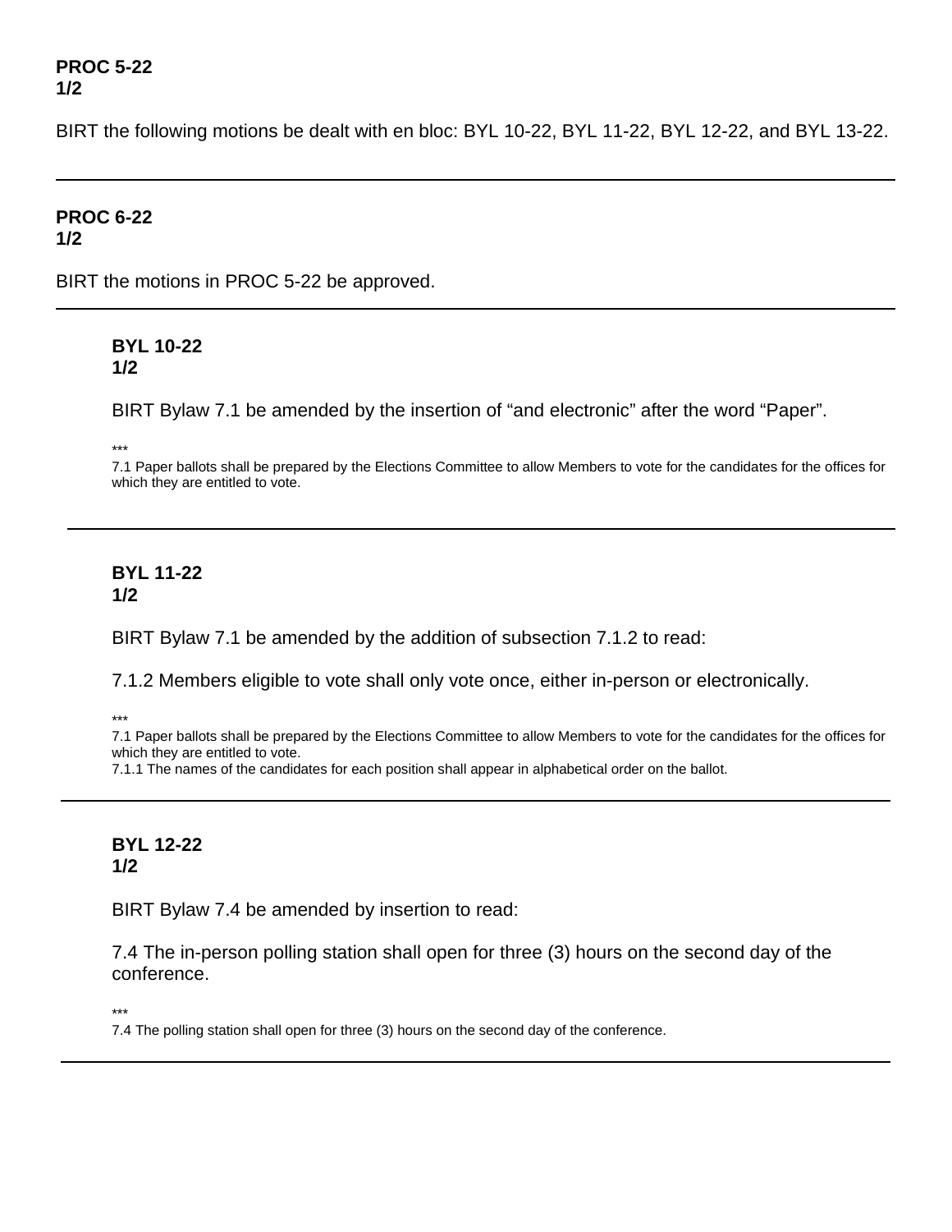**PROC 5-22**
**1/2**

BIRT the following motions be dealt with en bloc: BYL 10-22, BYL 11-22, BYL 12-22, and BYL 13-22.

---

**PROC 6-22**
**1/2**

BIRT the motions in PROC 5-22 be approved.

---

**BYL 10-22**
**1/2**

BIRT Bylaw 7.1 be amended by the insertion of “and electronic” after the word “Paper”.

***

7.1 Paper ballots shall be prepared by the Elections Committee to allow Members to vote for the candidates for the offices for which they are entitled to vote.

---

**BYL 11-22**
**1/2**

BIRT Bylaw 7.1 be amended by the addition of subsection 7.1.2 to read:

7.1.2 Members eligible to vote shall only vote once, either in-person or electronically.

***

7.1 Paper ballots shall be prepared by the Elections Committee to allow Members to vote for the candidates for the offices for which they are entitled to vote.
7.1.1 The names of the candidates for each position shall appear in alphabetical order on the ballot.

---

**BYL 12-22**
**1/2**

BIRT Bylaw 7.4 be amended by insertion to read:

7.4 The in-person polling station shall open for three (3) hours on the second day of the conference.

***

7.4 The polling station shall open for three (3) hours on the second day of the conference.

---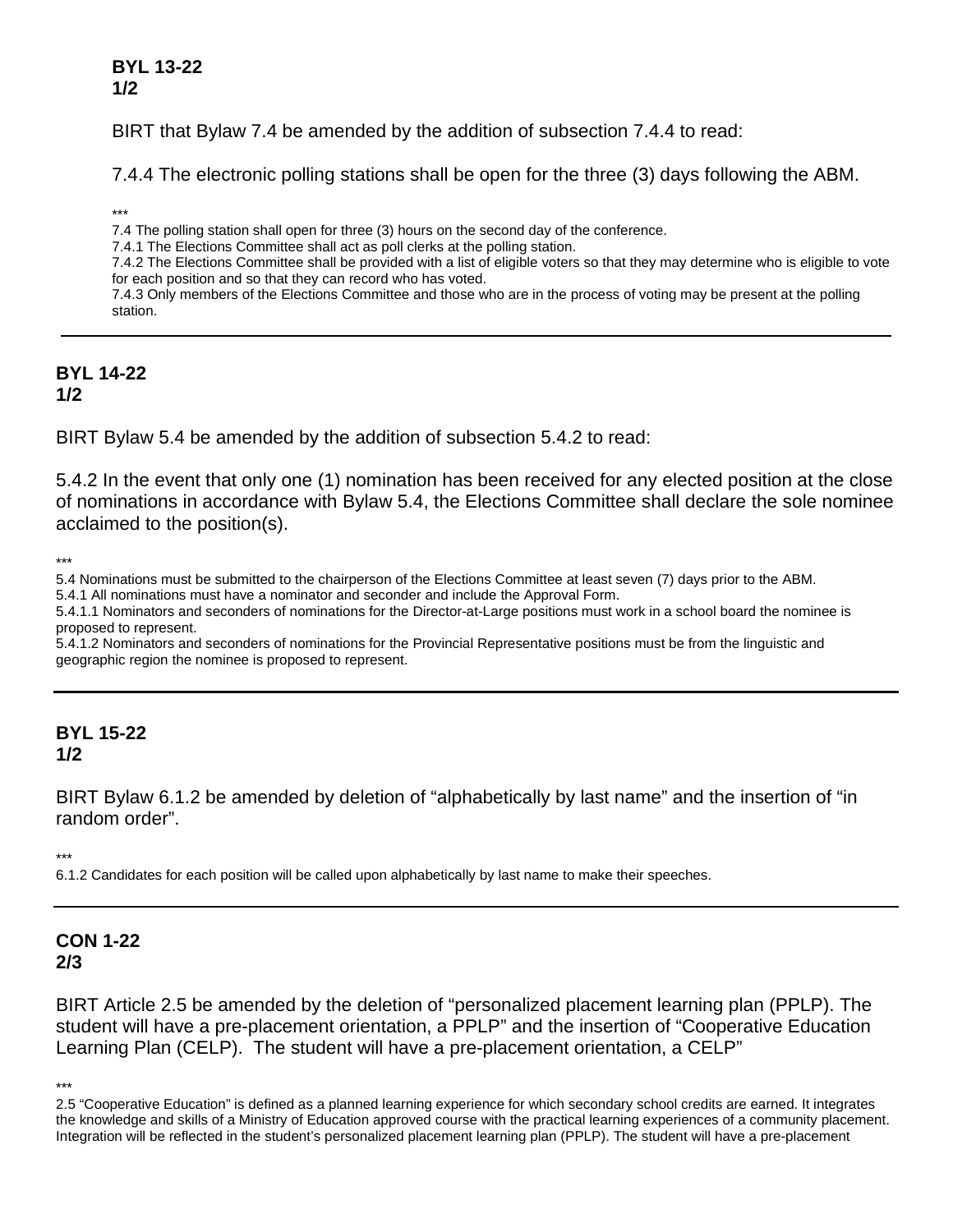**BYL 13-22**
**1/2**

BIRT that Bylaw 7.4 be amended by the addition of subsection 7.4.4 to read:

7.4.4 The electronic polling stations shall be open for the three (3) days following the ABM.

***

7.4 The polling station shall open for three (3) hours on the second day of the conference.
7.4.1 The Elections Committee shall act as poll clerks at the polling station.
7.4.2 The Elections Committee shall be provided with a list of eligible voters so that they may determine who is eligible to vote for each position and so that they can record who has voted.
7.4.3 Only members of the Elections Committee and those who are in the process of voting may be present at the polling station.

---

**BYL 14-22**
**1/2**

BIRT Bylaw 5.4 be amended by the addition of subsection 5.4.2 to read:

5.4.2 In the event that only one (1) nomination has been received for any elected position at the close of nominations in accordance with Bylaw 5.4, the Elections Committee shall declare the sole nominee acclaimed to the position(s).

***

5.4 Nominations must be submitted to the chairperson of the Elections Committee at least seven (7) days prior to the ABM.
5.4.1 All nominations must have a nominator and seconder and include the Approval Form.
5.4.1.1 Nominators and seconders of nominations for the Director-at-Large positions must work in a school board the nominee is proposed to represent.
5.4.1.2 Nominators and seconders of nominations for the Provincial Representative positions must be from the linguistic and geographic region the nominee is proposed to represent.

---

**BYL 15-22**
**1/2**

BIRT Bylaw 6.1.2 be amended by deletion of "alphabetically by last name" and the insertion of "in random order".

***

6.1.2 Candidates for each position will be called upon alphabetically by last name to make their speeches.

---

**CON 1-22**
**2/3**

BIRT Article 2.5 be amended by the deletion of "personalized placement learning plan (PPLP). The student will have a pre-placement orientation, a PPLP" and the insertion of "Cooperative Education Learning Plan (CELP). The student will have a pre-placement orientation, a CELP"

***

2.5 "Cooperative Education" is defined as a planned learning experience for which secondary school credits are earned. It integrates the knowledge and skills of a Ministry of Education approved course with the practical learning experiences of a community placement. Integration will be reflected in the student's personalized placement learning plan (PPLP). The student will have a pre-placement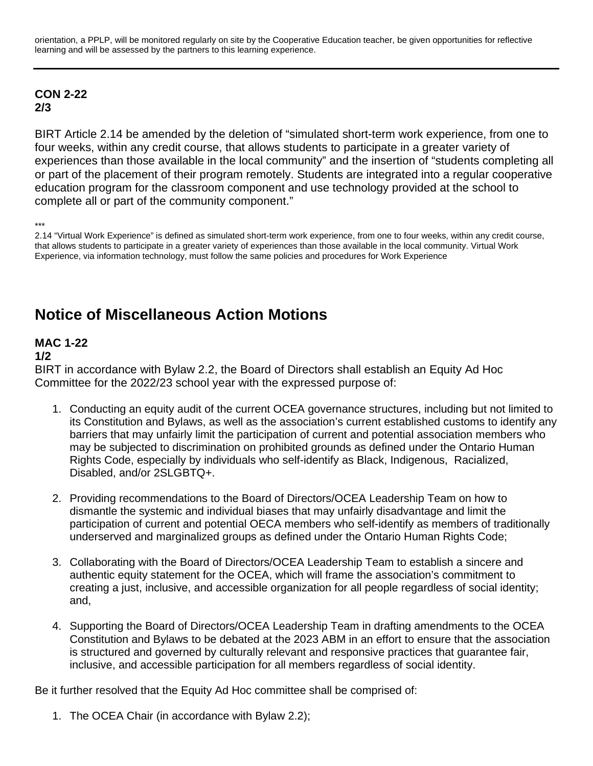orientation, a PPLP, will be monitored regularly on site by the Cooperative Education teacher, be given opportunities for reflective learning and will be assessed by the partners to this learning experience.

---

**CON 2-22**
**2/3**

BIRT Article 2.14 be amended by the deletion of "simulated short-term work experience, from one to four weeks, within any credit course, that allows students to participate in a greater variety of experiences than those available in the local community" and the insertion of "students completing all or part of the placement of their program remotely. Students are integrated into a regular cooperative education program for the classroom component and use technology provided at the school to complete all or part of the community component."

***

2.14 "Virtual Work Experience" is defined as simulated short-term work experience, from one to four weeks, within any credit course, that allows students to participate in a greater variety of experiences than those available in the local community. Virtual Work Experience, via information technology, must follow the same policies and procedures for Work Experience

## Notice of Miscellaneous Action Motions

**MAC 1-22**
**1/2**

BIRT in accordance with Bylaw 2.2, the Board of Directors shall establish an Equity Ad Hoc Committee for the 2022/23 school year with the expressed purpose of:

1. Conducting an equity audit of the current OCEA governance structures, including but not limited to its Constitution and Bylaws, as well as the association's current established customs to identify any barriers that may unfairly limit the participation of current and potential association members who may be subjected to discrimination on prohibited grounds as defined under the Ontario Human Rights Code, especially by individuals who self-identify as Black, Indigenous, Racialized, Disabled, and/or 2SLGBTQ+.

2. Providing recommendations to the Board of Directors/OCEA Leadership Team on how to dismantle the systemic and individual biases that may unfairly disadvantage and limit the participation of current and potential OECA members who self-identify as members of traditionally underserved and marginalized groups as defined under the Ontario Human Rights Code;

3. Collaborating with the Board of Directors/OCEA Leadership Team to establish a sincere and authentic equity statement for the OCEA, which will frame the association's commitment to creating a just, inclusive, and accessible organization for all people regardless of social identity; and,

4. Supporting the Board of Directors/OCEA Leadership Team in drafting amendments to the OCEA Constitution and Bylaws to be debated at the 2023 ABM in an effort to ensure that the association is structured and governed by culturally relevant and responsive practices that guarantee fair, inclusive, and accessible participation for all members regardless of social identity.

Be it further resolved that the Equity Ad Hoc committee shall be comprised of:

1. The OCEA Chair (in accordance with Bylaw 2.2);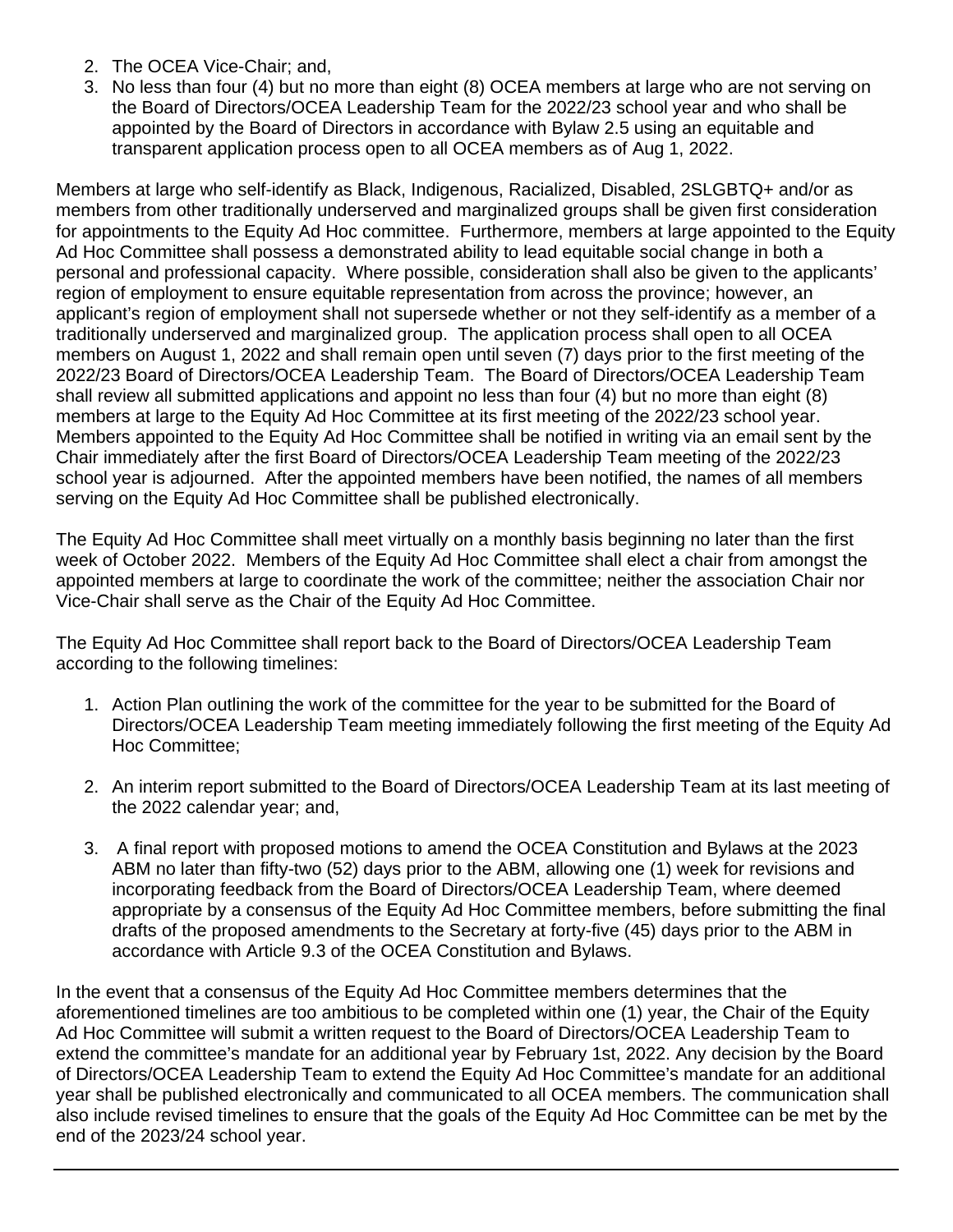2. The OCEA Vice-Chair; and,
3. No less than four (4) but no more than eight (8) OCEA members at large who are not serving on the Board of Directors/OCEA Leadership Team for the 2022/23 school year and who shall be appointed by the Board of Directors in accordance with Bylaw 2.5 using an equitable and transparent application process open to all OCEA members as of Aug 1, 2022.

Members at large who self-identify as Black, Indigenous, Racialized, Disabled, 2SLGBTQ+ and/or as members from other traditionally underserved and marginalized groups shall be given first consideration for appointments to the Equity Ad Hoc committee. Furthermore, members at large appointed to the Equity Ad Hoc Committee shall possess a demonstrated ability to lead equitable social change in both a personal and professional capacity. Where possible, consideration shall also be given to the applicants' region of employment to ensure equitable representation from across the province; however, an applicant's region of employment shall not supersede whether or not they self-identify as a member of a traditionally underserved and marginalized group. The application process shall open to all OCEA members on August 1, 2022 and shall remain open until seven (7) days prior to the first meeting of the 2022/23 Board of Directors/OCEA Leadership Team. The Board of Directors/OCEA Leadership Team shall review all submitted applications and appoint no less than four (4) but no more than eight (8) members at large to the Equity Ad Hoc Committee at its first meeting of the 2022/23 school year. Members appointed to the Equity Ad Hoc Committee shall be notified in writing via an email sent by the Chair immediately after the first Board of Directors/OCEA Leadership Team meeting of the 2022/23 school year is adjourned. After the appointed members have been notified, the names of all members serving on the Equity Ad Hoc Committee shall be published electronically.

The Equity Ad Hoc Committee shall meet virtually on a monthly basis beginning no later than the first week of October 2022. Members of the Equity Ad Hoc Committee shall elect a chair from amongst the appointed members at large to coordinate the work of the committee; neither the association Chair nor Vice-Chair shall serve as the Chair of the Equity Ad Hoc Committee.

The Equity Ad Hoc Committee shall report back to the Board of Directors/OCEA Leadership Team according to the following timelines:

1. Action Plan outlining the work of the committee for the year to be submitted for the Board of Directors/OCEA Leadership Team meeting immediately following the first meeting of the Equity Ad Hoc Committee;

2. An interim report submitted to the Board of Directors/OCEA Leadership Team at its last meeting of the 2022 calendar year; and,

3. A final report with proposed motions to amend the OCEA Constitution and Bylaws at the 2023 ABM no later than fifty-two (52) days prior to the ABM, allowing one (1) week for revisions and incorporating feedback from the Board of Directors/OCEA Leadership Team, where deemed appropriate by a consensus of the Equity Ad Hoc Committee members, before submitting the final drafts of the proposed amendments to the Secretary at forty-five (45) days prior to the ABM in accordance with Article 9.3 of the OCEA Constitution and Bylaws.

In the event that a consensus of the Equity Ad Hoc Committee members determines that the aforementioned timelines are too ambitious to be completed within one (1) year, the Chair of the Equity Ad Hoc Committee will submit a written request to the Board of Directors/OCEA Leadership Team to extend the committee's mandate for an additional year by February 1st, 2022. Any decision by the Board of Directors/OCEA Leadership Team to extend the Equity Ad Hoc Committee's mandate for an additional year shall be published electronically and communicated to all OCEA members. The communication shall also include revised timelines to ensure that the goals of the Equity Ad Hoc Committee can be met by the end of the 2023/24 school year.

---